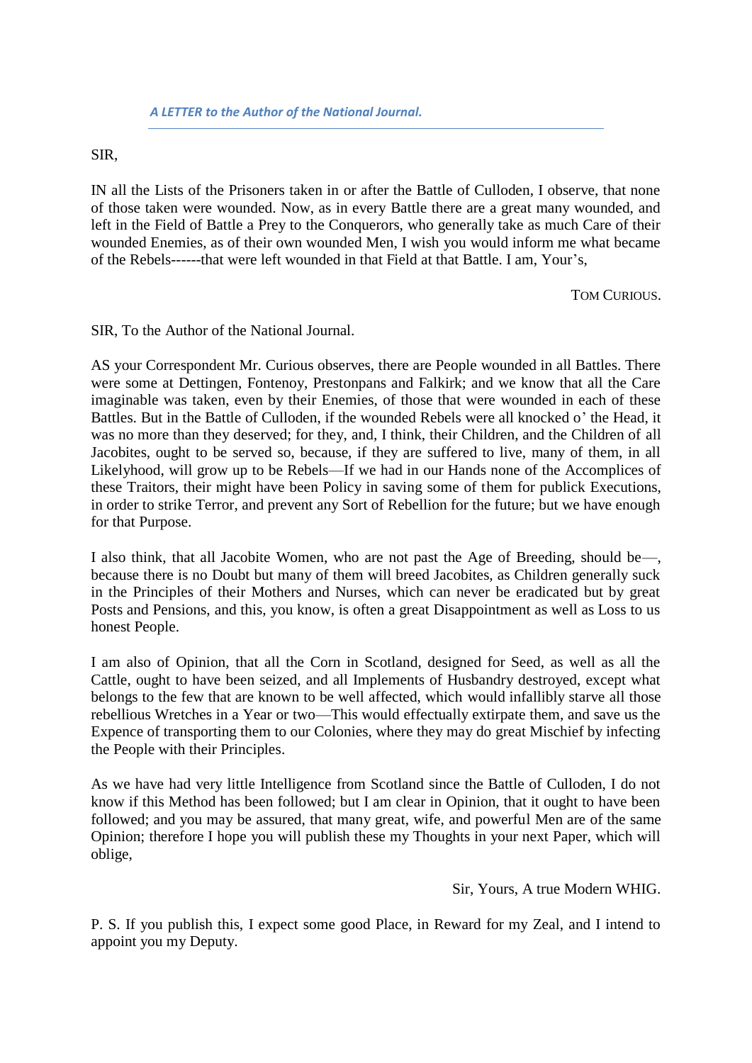*A LETTER to the Author of the National Journal.*

---

SIR,

IN all the Lists of the Prisoners taken in or after the Battle of Culloden, I observe, that none of those taken were wounded. Now, as in every Battle there are a great many wounded, and left in the Field of Battle a Prey to the Conquerors, who generally take as much Care of their wounded Enemies, as of their own wounded Men, I wish you would inform me what became of the Rebels------that were left wounded in that Field at that Battle. I am, Your's,

TOM CURIOUS.

SIR, To the Author of the National Journal.

AS your Correspondent Mr. Curious observes, there are People wounded in all Battles. There were some at Dettingen, Fontenoy, Prestonpans and Falkirk; and we know that all the Care imaginable was taken, even by their Enemies, of those that were wounded in each of these Battles. But in the Battle of Culloden, if the wounded Rebels were all knocked o' the Head, it was no more than they deserved; for they, and, I think, their Children, and the Children of all Jacobites, ought to be served so, because, if they are suffered to live, many of them, in all Likelyhood, will grow up to be Rebels—If we had in our Hands none of the Accomplices of these Traitors, their might have been Policy in saving some of them for publick Executions, in order to strike Terror, and prevent any Sort of Rebellion for the future; but we have enough for that Purpose.

I also think, that all Jacobite Women, who are not past the Age of Breeding, should be—, because there is no Doubt but many of them will breed Jacobites, as Children generally suck in the Principles of their Mothers and Nurses, which can never be eradicated but by great Posts and Pensions, and this, you know, is often a great Disappointment as well as Loss to us honest People.

I am also of Opinion, that all the Corn in Scotland, designed for Seed, as well as all the Cattle, ought to have been seized, and all Implements of Husbandry destroyed, except what belongs to the few that are known to be well affected, which would infallibly starve all those rebellious Wretches in a Year or two—This would effectually extirpate them, and save us the Expence of transporting them to our Colonies, where they may do great Mischief by infecting the People with their Principles.

As we have had very little Intelligence from Scotland since the Battle of Culloden, I do not know if this Method has been followed; but I am clear in Opinion, that it ought to have been followed; and you may be assured, that many great, wife, and powerful Men are of the same Opinion; therefore I hope you will publish these my Thoughts in your next Paper, which will oblige,

Sir, Yours, A true Modern WHIG.

P. S. If you publish this, I expect some good Place, in Reward for my Zeal, and I intend to appoint you my Deputy.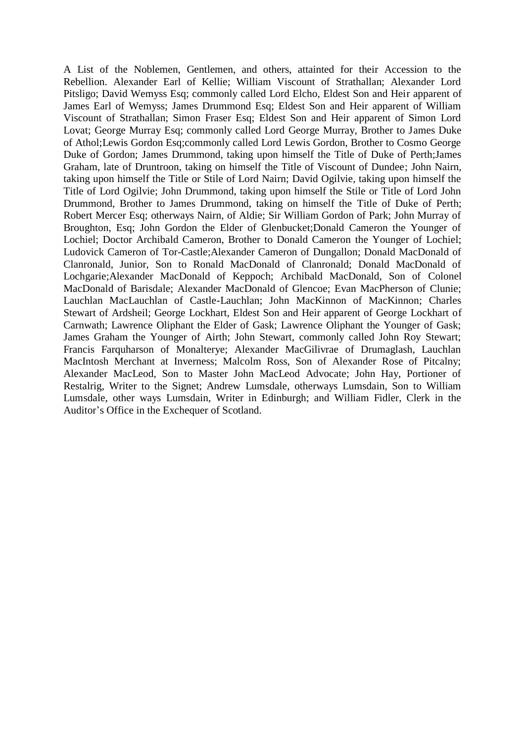A List of the Noblemen, Gentlemen, and others, attainted for their Accession to the Rebellion. Alexander Earl of Kellie; William Viscount of Strathallan; Alexander Lord Pitsligo; David Wemyss Esq; commonly called Lord Elcho, Eldest Son and Heir apparent of James Earl of Wemyss; James Drummond Esq; Eldest Son and Heir apparent of William Viscount of Strathallan; Simon Fraser Esq; Eldest Son and Heir apparent of Simon Lord Lovat; George Murray Esq; commonly called Lord George Murray, Brother to James Duke of Athol;Lewis Gordon Esq;commonly called Lord Lewis Gordon, Brother to Cosmo George Duke of Gordon; James Drummond, taking upon himself the Title of Duke of Perth;James Graham, late of Druntroon, taking on himself the Title of Viscount of Dundee; John Nairn, taking upon himself the Title or Stile of Lord Nairn; David Ogilvie, taking upon himself the Title of Lord Ogilvie; John Drummond, taking upon himself the Stile or Title of Lord John Drummond, Brother to James Drummond, taking on himself the Title of Duke of Perth; Robert Mercer Esq; otherways Nairn, of Aldie; Sir William Gordon of Park; John Murray of Broughton, Esq; John Gordon the Elder of Glenbucket;Donald Cameron the Younger of Lochiel; Doctor Archibald Cameron, Brother to Donald Cameron the Younger of Lochiel; Ludovick Cameron of Tor-Castle;Alexander Cameron of Dungallon; Donald MacDonald of Clanronald, Junior, Son to Ronald MacDonald of Clanronald; Donald MacDonald of Lochgarie;Alexander MacDonald of Keppoch; Archibald MacDonald, Son of Colonel MacDonald of Barisdale; Alexander MacDonald of Glencoe; Evan MacPherson of Clunie; Lauchlan MacLauchlan of Castle-Lauchlan; John MacKinnon of MacKinnon; Charles Stewart of Ardsheil; George Lockhart, Eldest Son and Heir apparent of George Lockhart of Carnwath; Lawrence Oliphant the Elder of Gask; Lawrence Oliphant the Younger of Gask; James Graham the Younger of Airth; John Stewart, commonly called John Roy Stewart; Francis Farquharson of Monalterye; Alexander MacGilivrae of Drumaglash, Lauchlan MacIntosh Merchant at Inverness; Malcolm Ross, Son of Alexander Rose of Pitcalny; Alexander MacLeod, Son to Master John MacLeod Advocate; John Hay, Portioner of Restalrig, Writer to the Signet; Andrew Lumsdale, otherways Lumsdain, Son to William Lumsdale, other ways Lumsdain, Writer in Edinburgh; and William Fidler, Clerk in the Auditor's Office in the Exchequer of Scotland.